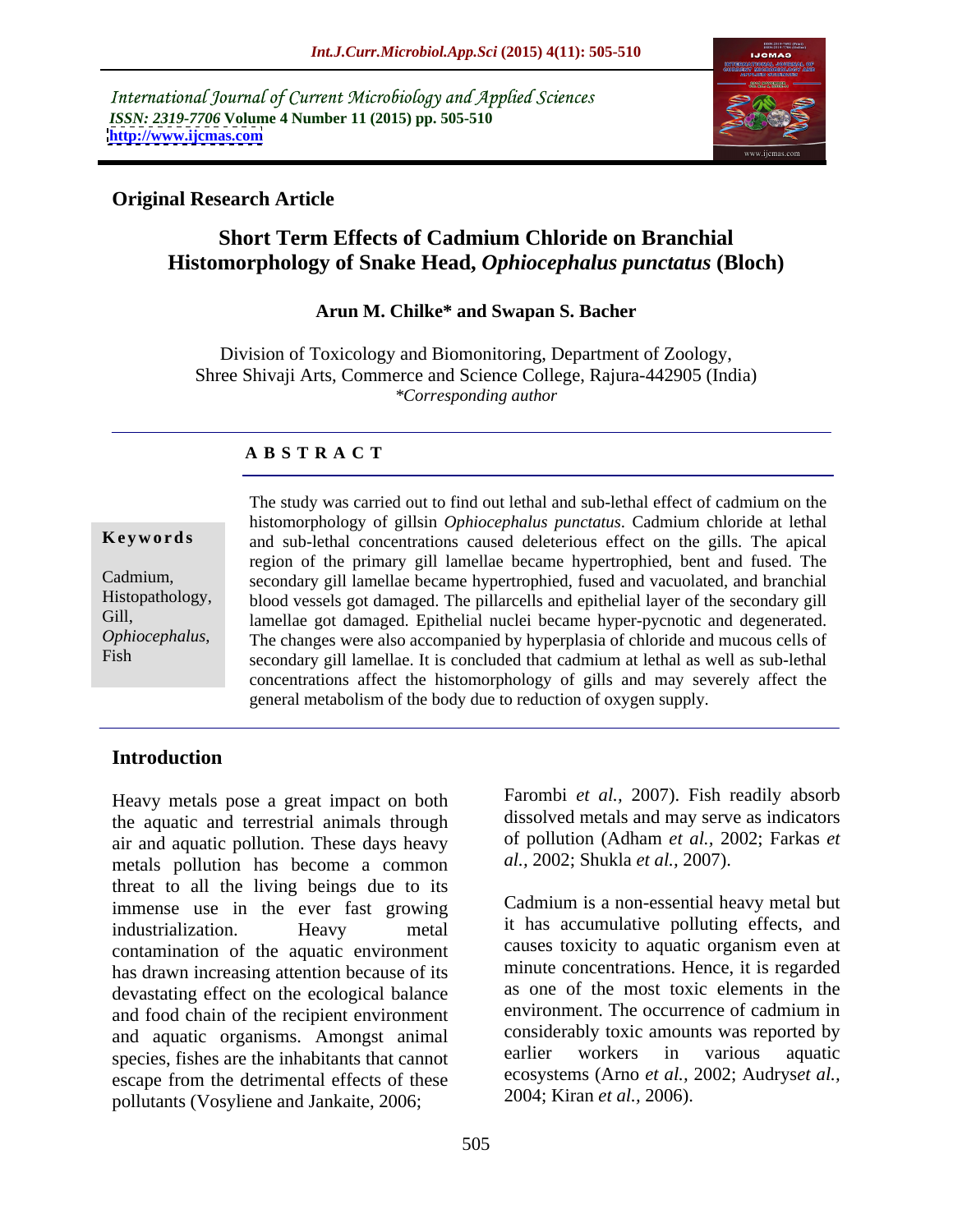International Journal of Current Microbiology and Applied Sciences
*ISSN: 2319-7706* **Volume 4 Number 11 (2015) pp. 505-510**
**http://www.ijcmas.com**

**Original Research Article**

# Short Term Effects of Cadmium Chloride on Branchial Histomorphology of Snake Head, *Ophiocephalus punctatus* (Bloch)

**Arun M. Chilke\* and Swapan S. Bacher**

Division of Toxicology and Biomonitoring, Department of Zoology, Shree Shivaji Arts, Commerce and Science College, Rajura-442905 (India)
*\*Corresponding author*

## ABSTRACT

**Keywords**

Cadmium, Histopathology, Gill, *Ophiocephalus*, Fish

The study was carried out to find out lethal and sub-lethal effect of cadmium on the histomorphology of gillsin *Ophiocephalus punctatus*. Cadmium chloride at lethal and sub-lethal concentrations caused deleterious effect on the gills. The apical region of the primary gill lamellae became hypertrophied, bent and fused. The secondary gill lamellae became hypertrophied, fused and vacuolated, and branchial blood vessels got damaged. The pillarcells and epithelial layer of the secondary gill lamellae got damaged. Epithelial nuclei became hyper-pycnotic and degenerated. The changes were also accompanied by hyperplasia of chloride and mucous cells of secondary gill lamellae. It is concluded that cadmium at lethal as well as sub-lethal concentrations affect the histomorphology of gills and may severely affect the general metabolism of the body due to reduction of oxygen supply.

## Introduction

Heavy metals pose a great impact on both the aquatic and terrestrial animals through air and aquatic pollution. These days heavy metals pollution has become a common threat to all the living beings due to its immense use in the ever fast growing industrialization. Heavy metal contamination of the aquatic environment has drawn increasing attention because of its devastating effect on the ecological balance and food chain of the recipient environment and aquatic organisms. Amongst animal species, fishes are the inhabitants that cannot escape from the detrimental effects of these pollutants (Vosyliene and Jankaite, 2006; Farombi *et al.,* 2007). Fish readily absorb dissolved metals and may serve as indicators of pollution (Adham *et al.,* 2002; Farkas *et al.,* 2002; Shukla *et al.,* 2007).

Cadmium is a non-essential heavy metal but it has accumulative polluting effects, and causes toxicity to aquatic organism even at minute concentrations. Hence, it is regarded as one of the most toxic elements in the environment. The occurrence of cadmium in considerably toxic amounts was reported by earlier workers in various aquatic ecosystems (Arno *et al.,* 2002; Audrys*et al.,* 2004; Kiran *et al.,* 2006).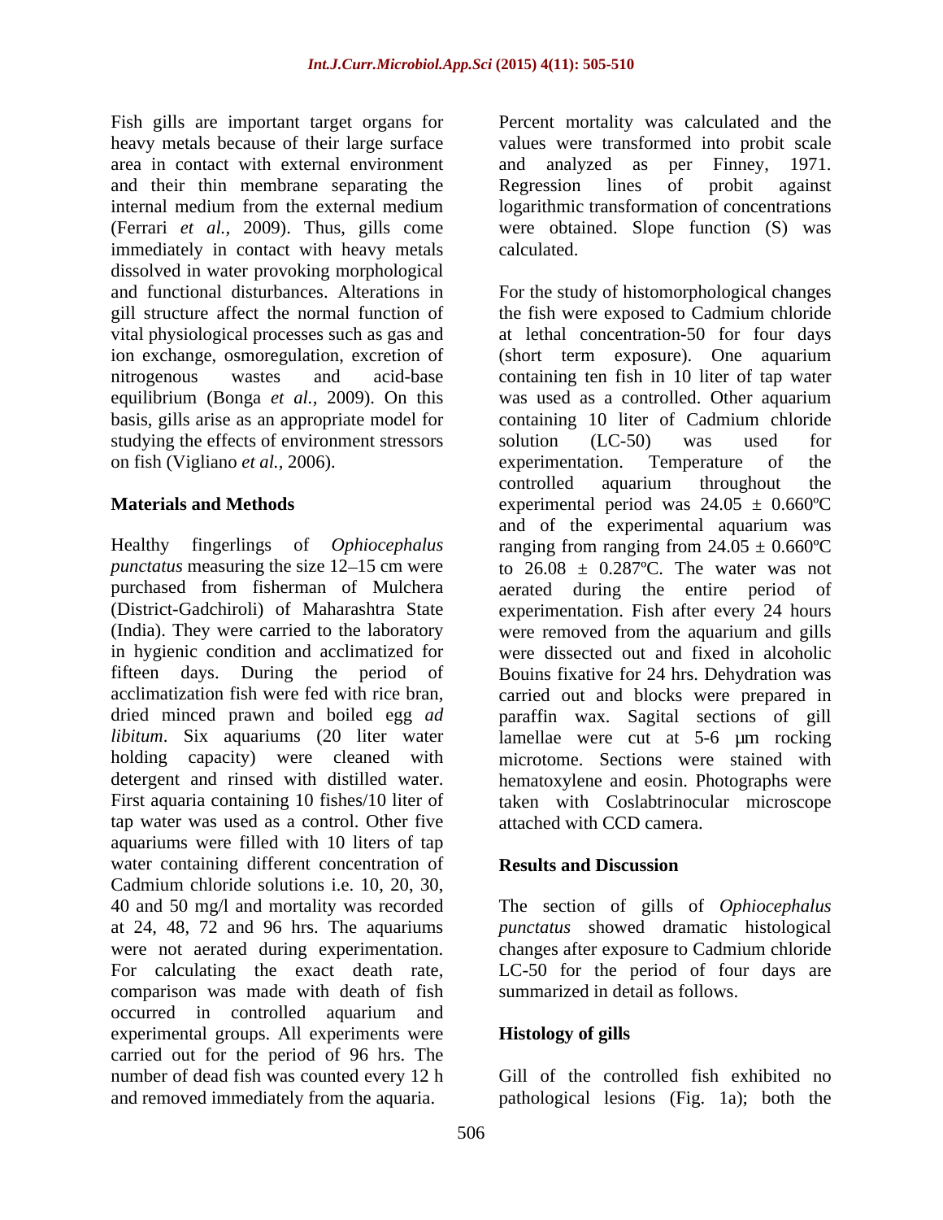Fish gills are important target organs for heavy metals because of their large surface area in contact with external environment and their thin membrane separating the internal medium from the external medium (Ferrari *et al.,* 2009). Thus, gills come immediately in contact with heavy metals dissolved in water provoking morphological and functional disturbances. Alterations in gill structure affect the normal function of vital physiological processes such as gas and ion exchange, osmoregulation, excretion of nitrogenous wastes and acid-base equilibrium (Bonga *et al.,* 2009). On this basis, gills arise as an appropriate model for studying the effects of environment stressors on fish (Vigliano *et al.,* 2006).

## Materials and Methods

Healthy fingerlings of *Ophiocephalus punctatus* measuring the size 12–15 cm were purchased from fisherman of Mulchera (District-Gadchiroli) of Maharashtra State (India). They were carried to the laboratory in hygienic condition and acclimatized for fifteen days. During the period of acclimatization fish were fed with rice bran, dried minced prawn and boiled egg *ad libitum*. Six aquariums (20 liter water holding capacity) were cleaned with detergent and rinsed with distilled water. First aquaria containing 10 fishes/10 liter of tap water was used as a control. Other five aquariums were filled with 10 liters of tap water containing different concentration of Cadmium chloride solutions i.e. 10, 20, 30, 40 and 50 mg/l and mortality was recorded at 24, 48, 72 and 96 hrs. The aquariums were not aerated during experimentation. For calculating the exact death rate, comparison was made with death of fish occurred in controlled aquarium and experimental groups. All experiments were carried out for the period of 96 hrs. The number of dead fish was counted every 12 h and removed immediately from the aquaria.

Percent mortality was calculated and the values were transformed into probit scale and analyzed as per Finney, 1971. Regression lines of probit against logarithmic transformation of concentrations were obtained. Slope function (S) was calculated.

For the study of histomorphological changes the fish were exposed to Cadmium chloride at lethal concentration-50 for four days (short term exposure). One aquarium containing ten fish in 10 liter of tap water was used as a controlled. Other aquarium containing 10 liter of Cadmium chloride solution (LC-50) was used for experimentation. Temperature of the controlled aquarium throughout the experimental period was $24.05 \pm 0.660$ºC and of the experimental aquarium was ranging from ranging from $24.05 \pm 0.660$ºC to $26.08 \pm 0.287$ºC. The water was not aerated during the entire period of experimentation. Fish after every 24 hours were removed from the aquarium and gills were dissected out and fixed in alcoholic Bouins fixative for 24 hrs. Dehydration was carried out and blocks were prepared in paraffin wax. Sagital sections of gill lamellae were cut at 5-6 µm rocking microtome. Sections were stained with hematoxylene and eosin. Photographs were taken with Coslabtrinocular microscope attached with CCD camera.

## Results and Discussion

The section of gills of *Ophiocephalus punctatus* showed dramatic histological changes after exposure to Cadmium chloride LC-50 for the period of four days are summarized in detail as follows.

### Histology of gills

Gill of the controlled fish exhibited no pathological lesions (Fig. 1a); both the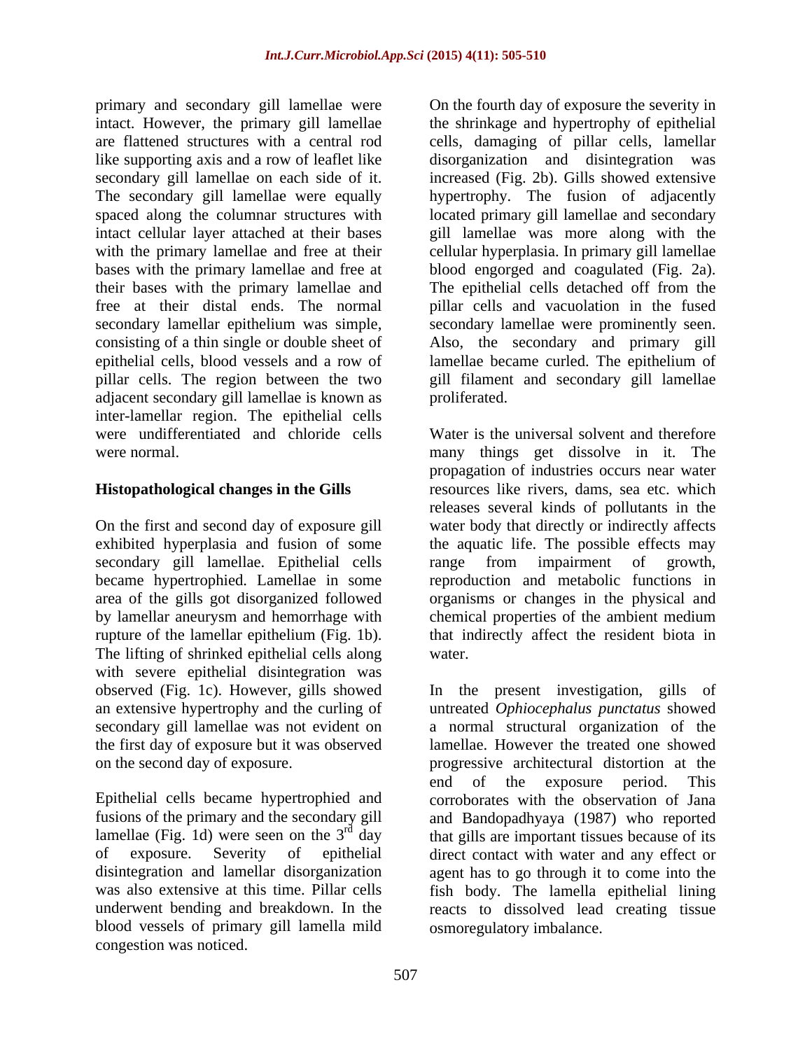primary and secondary gill lamellae were intact. However, the primary gill lamellae are flattened structures with a central rod like supporting axis and a row of leaflet like secondary gill lamellae on each side of it. The secondary gill lamellae were equally spaced along the columnar structures with intact cellular layer attached at their bases with the primary lamellae and free at their bases with the primary lamellae and free at their bases with the primary lamellae and free at their distal ends. The normal secondary lamellar epithelium was simple, consisting of a thin single or double sheet of epithelial cells, blood vessels and a row of pillar cells. The region between the two adjacent secondary gill lamellae is known as inter-lamellar region. The epithelial cells were undifferentiated and chloride cells were normal.

## Histopathological changes in the Gills

On the first and second day of exposure gill exhibited hyperplasia and fusion of some secondary gill lamellae. Epithelial cells became hypertrophied. Lamellae in some area of the gills got disorganized followed by lamellar aneurysm and hemorrhage with rupture of the lamellar epithelium (Fig. 1b). The lifting of shrinked epithelial cells along with severe epithelial disintegration was observed (Fig. 1c). However, gills showed an extensive hypertrophy and the curling of secondary gill lamellae was not evident on the first day of exposure but it was observed on the second day of exposure.

Epithelial cells became hypertrophied and fusions of the primary and the secondary gill lamellae (Fig. 1d) were seen on the 3rd day of exposure. Severity of epithelial disintegration and lamellar disorganization was also extensive at this time. Pillar cells underwent bending and breakdown. In the blood vessels of primary gill lamella mild congestion was noticed.

On the fourth day of exposure the severity in the shrinkage and hypertrophy of epithelial cells, damaging of pillar cells, lamellar disorganization and disintegration was increased (Fig. 2b). Gills showed extensive hypertrophy. The fusion of adjacently located primary gill lamellae and secondary gill lamellae was more along with the cellular hyperplasia. In primary gill lamellae blood engorged and coagulated (Fig. 2a). The epithelial cells detached off from the pillar cells and vacuolation in the fused secondary lamellae were prominently seen. Also, the secondary and primary gill lamellae became curled. The epithelium of gill filament and secondary gill lamellae proliferated.

Water is the universal solvent and therefore many things get dissolve in it. The propagation of industries occurs near water resources like rivers, dams, sea etc. which releases several kinds of pollutants in the water body that directly or indirectly affects the aquatic life. The possible effects may range from impairment of growth, reproduction and metabolic functions in organisms or changes in the physical and chemical properties of the ambient medium that indirectly affect the resident biota in water.

In the present investigation, gills of untreated *Ophiocephalus punctatus* showed a normal structural organization of the lamellae. However the treated one showed progressive architectural distortion at the end of the exposure period. This corroborates with the observation of Jana and Bandopadhyaya (1987) who reported that gills are important tissues because of its direct contact with water and any effect or agent has to go through it to come into the fish body. The lamella epithelial lining reacts to dissolved lead creating tissue osmoregulatory imbalance.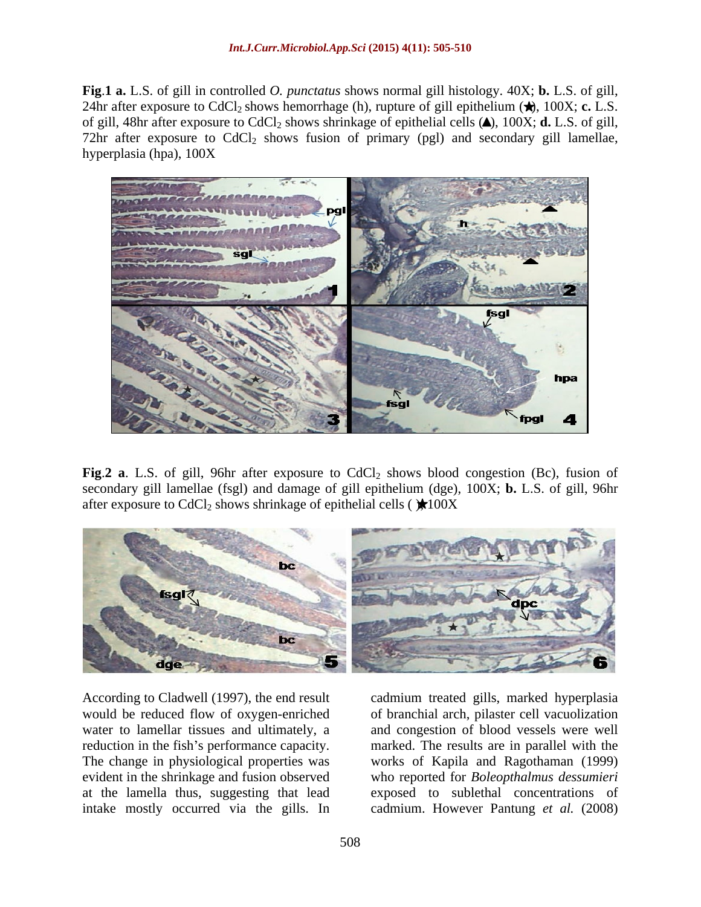**Fig.1 a.** L.S. of gill in controlled *O. punctatus* shows normal gill histology. 40X; **b.** L.S. of gill, 24hr after exposure to $CdCl_2$ shows hemorrhage (h), rupture of gill epithelium (★), 100X; **c.** L.S. of gill, 48hr after exposure to $CdCl_2$ shows shrinkage of epithelial cells (▲), 100X; **d.** L.S. of gill, 72hr after exposure to $CdCl_2$ shows fusion of primary (pgl) and secondary gill lamellae, hyperplasia (hpa), 100X

**Fig.2 a**. L.S. of gill, 96hr after exposure to $CdCl_2$ shows blood congestion (Bc), fusion of secondary gill lamellae (fsgl) and damage of gill epithelium (dge), 100X; **b.** L.S. of gill, 96hr after exposure to $CdCl_2$ shows shrinkage of epithelial cells (★100X

According to Cladwell (1997), the end result would be reduced flow of oxygen-enriched water to lamellar tissues and ultimately, a reduction in the fish's performance capacity. The change in physiological properties was evident in the shrinkage and fusion observed at the lamella thus, suggesting that lead intake mostly occurred via the gills. In cadmium treated gills, marked hyperplasia of branchial arch, pilaster cell vacuolization and congestion of blood vessels were well marked. The results are in parallel with the works of Kapila and Ragothaman (1999) who reported for *Boleopthalmus dessumieri* exposed to sublethal concentrations of cadmium. However Pantung *et al.* (2008)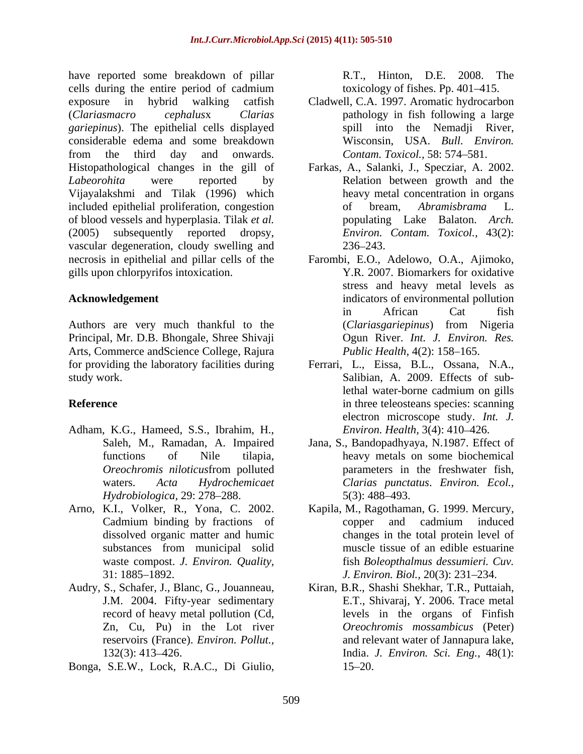have reported some breakdown of pillar cells during the entire period of cadmium exposure in hybrid walking catfish (*Clariasmacro cephalus*x *Clarias gariepinus*). The epithelial cells displayed considerable edema and some breakdown from the third day and onwards. Histopathological changes in the gill of *Labeorohita* were reported by Vijayalakshmi and Tilak (1996) which included epithelial proliferation, congestion of blood vessels and hyperplasia. Tilak *et al.* (2005) subsequently reported dropsy, vascular degeneration, cloudy swelling and necrosis in epithelial and pillar cells of the gills upon chlorpyrifos intoxication.

## Acknowledgement

Authors are very much thankful to the Principal, Mr. D.B. Bhongale, Shree Shivaji Arts, Commerce andScience College, Rajura for providing the laboratory facilities during study work.

## Reference

- Adham, K.G., Hameed, S.S., Ibrahim, H., Saleh, M., Ramadan, A. Impaired functions of Nile tilapia, *Oreochromis niloticus*from polluted waters. *Acta Hydrochemicaet Hydrobiologica,* 29: 278–288.
- Arno, K.I., Volker, R., Yona, C. 2002. Cadmium binding by fractions of dissolved organic matter and humic substances from municipal solid waste compost. *J. Environ. Quality,* 31: 1885–1892.
- Audry, S., Schafer, J., Blanc, G., Jouanneau, J.M. 2004. Fifty-year sedimentary record of heavy metal pollution (Cd, Zn, Cu, Pu) in the Lot river reservoirs (France). *Environ. Pollut.,* 132(3): 413–426.
- Bonga, S.E.W., Lock, R.A.C., Di Giulio, R.T., Hinton, D.E. 2008. The toxicology of fishes. Pp. 401–415.
- Cladwell, C.A. 1997. Aromatic hydrocarbon pathology in fish following a large spill into the Nemadji River, Wisconsin, USA. *Bull. Environ. Contam. Toxicol.,* 58: 574–581.
- Farkas, A., Salanki, J., Specziar, A. 2002. Relation between growth and the heavy metal concentration in organs of bream, *Abramisbrama* L. populating Lake Balaton. *Arch. Environ. Contam. Toxicol.,* 43(2): 236–243.
- Farombi, E.O., Adelowo, O.A., Ajimoko, Y.R. 2007. Biomarkers for oxidative stress and heavy metal levels as indicators of environmental pollution in African Cat fish (*Clariasgariepinus*) from Nigeria Ogun River. *Int. J. Environ. Res. Public Health,* 4(2): 158–165.
- Ferrari, L., Eissa, B.L., Ossana, N.A., Salibian, A. 2009. Effects of sub-lethal water-borne cadmium on gills in three teleosteans species: scanning electron microscope study. *Int. J. Environ. Health,* 3(4): 410–426.
- Jana, S., Bandopadhyaya, N.1987. Effect of heavy metals on some biochemical parameters in the freshwater fish, *Clarias punctatus*. *Environ. Ecol.,* 5(3): 488–493.
- Kapila, M., Ragothaman, G. 1999. Mercury, copper and cadmium induced changes in the total protein level of muscle tissue of an edible estuarine fish *Boleopthalmus dessumieri. Cuv. J. Environ. Biol.,* 20(3): 231–234.
- Kiran, B.R., Shashi Shekhar, T.R., Puttaiah, E.T., Shivaraj, Y. 2006. Trace metal levels in the organs of Finfish *Oreochromis mossambicus* (Peter) and relevant water of Jannapura lake, India. *J. Environ. Sci. Eng.,* 48(1): 15–20.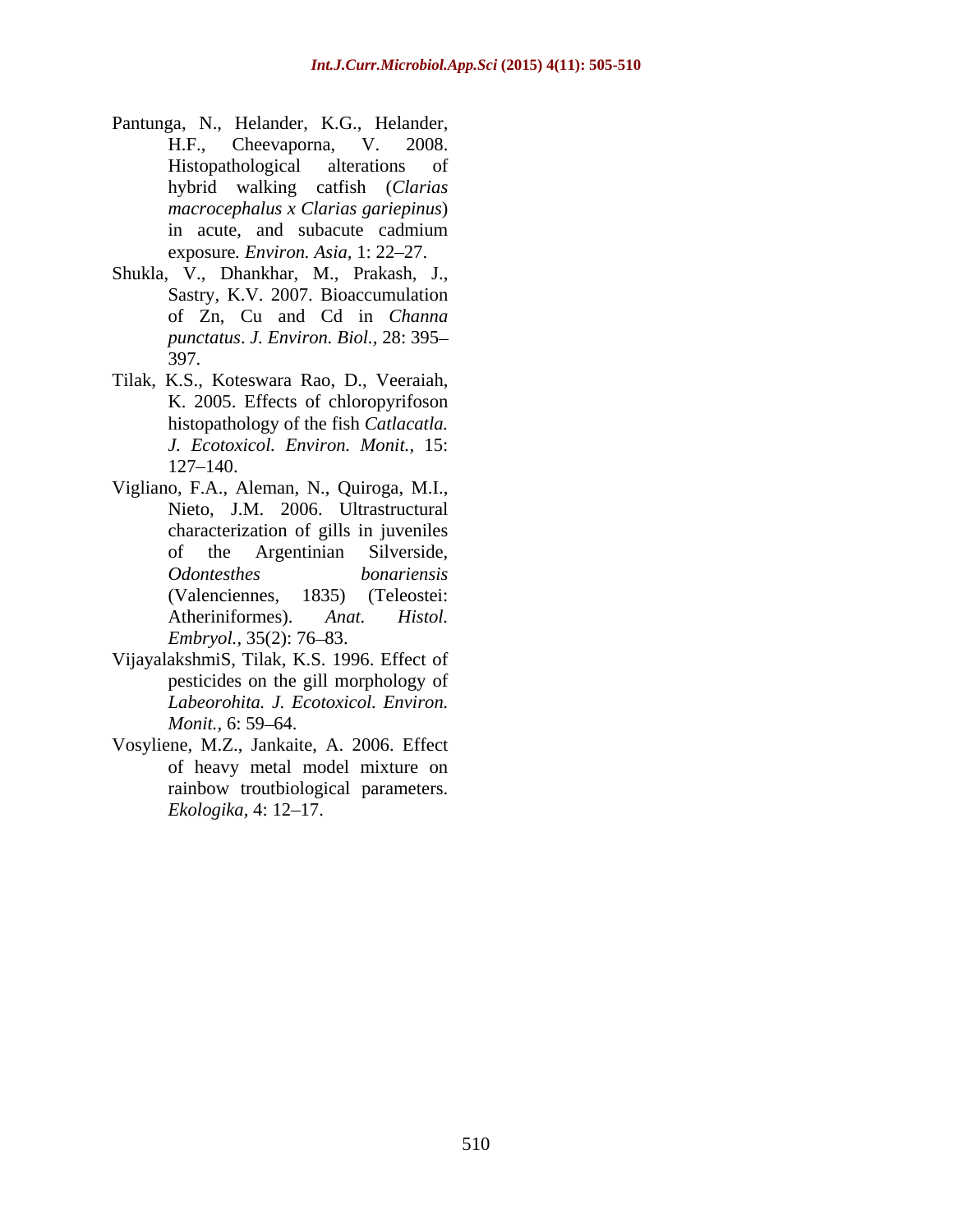Pantunga, N., Helander, K.G., Helander, H.F., Cheevaporna, V. 2008. Histopathological alterations of hybrid walking catfish (*Clarias macrocephalus x Clarias gariepinus*) in acute, and subacute cadmium exposure. *Environ. Asia*, 1: 22–27.

Shukla, V., Dhankhar, M., Prakash, J., Sastry, K.V. 2007. Bioaccumulation of Zn, Cu and Cd in *Channa punctatus*. *J. Environ. Biol.*, 28: 395–397.

Tilak, K.S., Koteswara Rao, D., Veeraiah, K. 2005. Effects of chloropyrifoson histopathology of the fish *Catlacatla. J. Ecotoxicol. Environ. Monit.*, 15: 127–140.

Vigliano, F.A., Aleman, N., Quiroga, M.I., Nieto, J.M. 2006. Ultrastructural characterization of gills in juveniles of the Argentinian Silverside, *Odontesthes bonariensis* (Valenciennes, 1835) (Teleostei: Atheriniformes). *Anat. Histol. Embryol.*, 35(2): 76–83.

VijayalakshmiS, Tilak, K.S. 1996. Effect of pesticides on the gill morphology of *Labeorohita. J. Ecotoxicol. Environ. Monit.*, 6: 59–64.

Vosyliene, M.Z., Jankaite, A. 2006. Effect of heavy metal model mixture on rainbow troutbiological parameters. *Ekologika*, 4: 12–17.